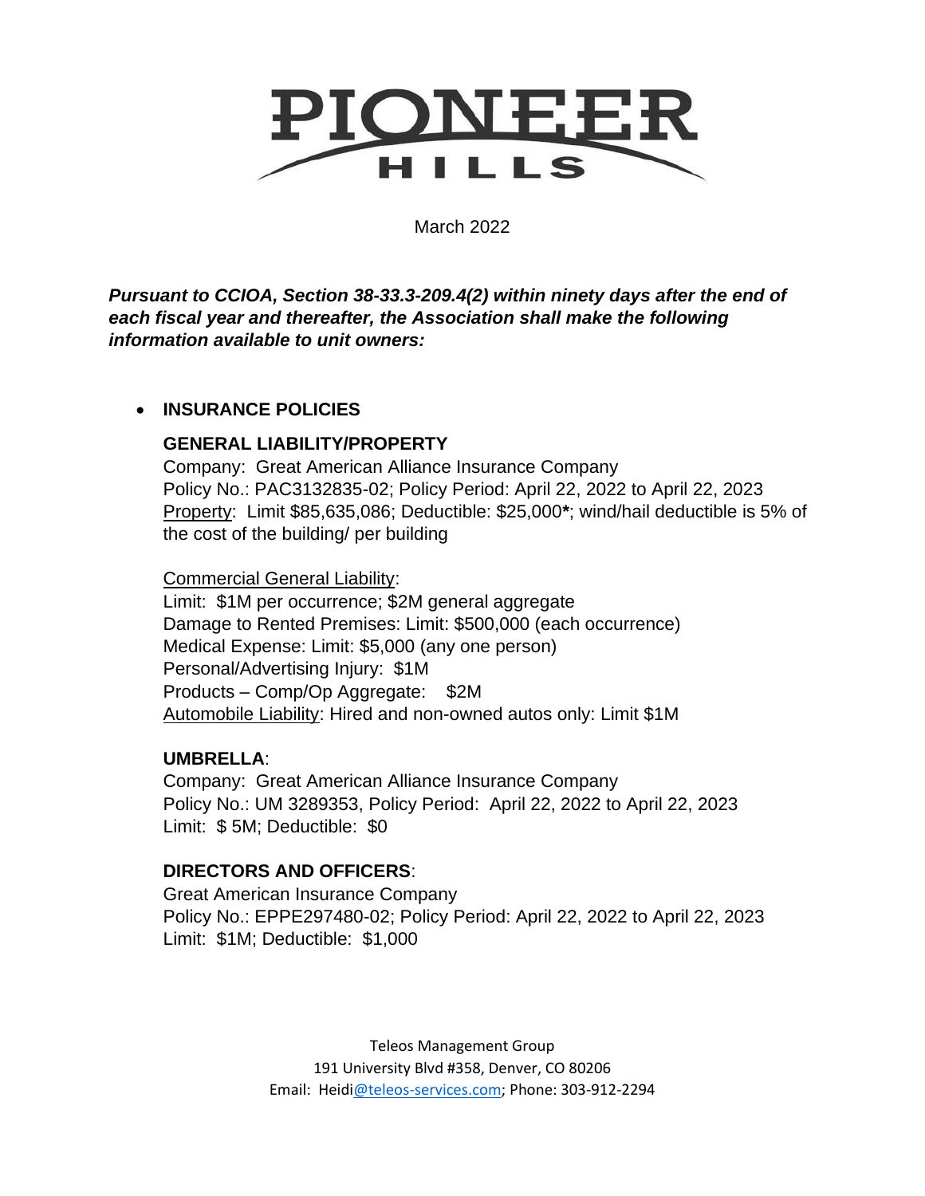# PIONEER HILLS

March 2022

***Pursuant to CCIOA, Section 38-33.3-209.4(2) within ninety days after the end of each fiscal year and thereafter, the Association shall make the following information available to unit owners:***

- **INSURANCE POLICIES**

  **GENERAL LIABILITY/PROPERTY**
  Company: Great American Alliance Insurance Company
  Policy No.: PAC3132835-02; Policy Period: April 22, 2022 to April 22, 2023
  Property: Limit $85,635,086; Deductible: $25,000**\***; wind/hail deductible is 5% of the cost of the building/ per building

  Commercial General Liability:
  Limit: $1M per occurrence; $2M general aggregate
  Damage to Rented Premises: Limit: $500,000 (each occurrence)
  Medical Expense: Limit: $5,000 (any one person)
  Personal/Advertising Injury: $1M
  Products – Comp/Op Aggregate: $2M
  Automobile Liability: Hired and non-owned autos only: Limit $1M

  **UMBRELLA**:
  Company: Great American Alliance Insurance Company
  Policy No.: UM 3289353, Policy Period: April 22, 2022 to April 22, 2023
  Limit: $ 5M; Deductible: $0

  **DIRECTORS AND OFFICERS**:
  Great American Insurance Company
  Policy No.: EPPE297480-02; Policy Period: April 22, 2022 to April 22, 2023
  Limit: $1M; Deductible: $1,000

Teleos Management Group
191 University Blvd #358, Denver, CO 80206
Email: Heidi@teleos-services.com; Phone: 303-912-2294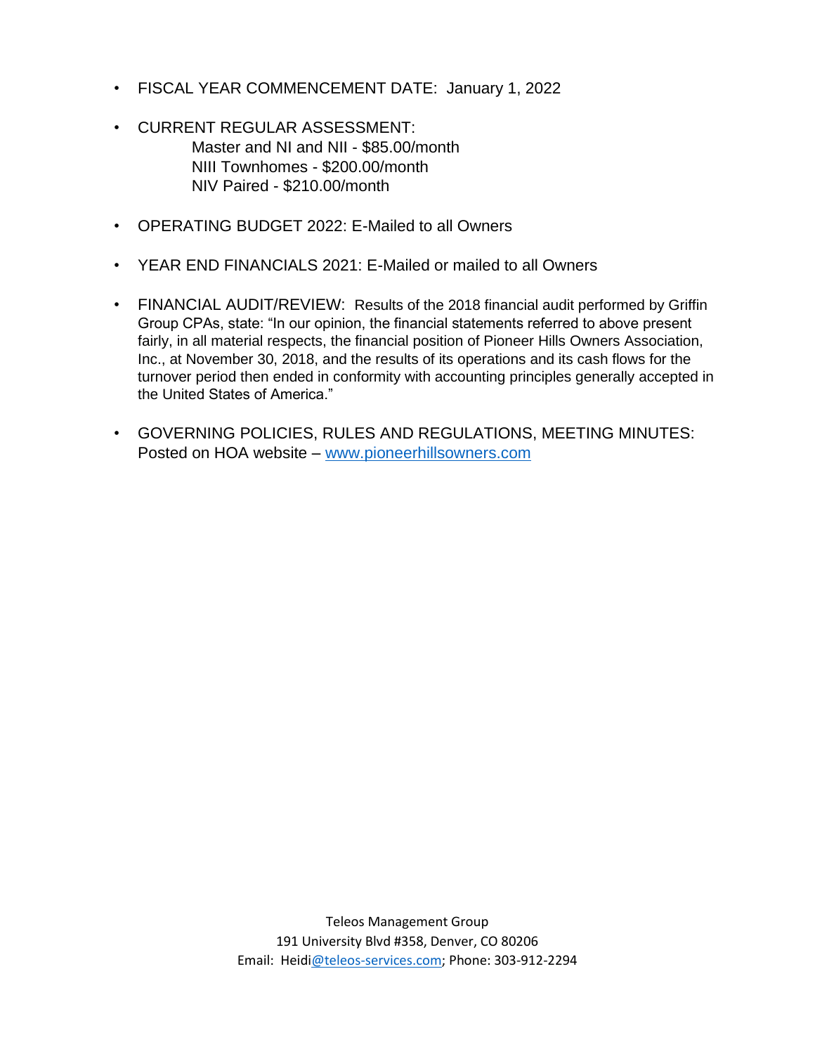- FISCAL YEAR COMMENCEMENT DATE: January 1, 2022

- CURRENT REGULAR ASSESSMENT:
  Master and NI and NII - $85.00/month
  NIII Townhomes - $200.00/month
  NIV Paired - $210.00/month

- OPERATING BUDGET 2022: E-Mailed to all Owners

- YEAR END FINANCIALS 2021: E-Mailed or mailed to all Owners

- FINANCIAL AUDIT/REVIEW: Results of the 2018 financial audit performed by Griffin Group CPAs, state: "In our opinion, the financial statements referred to above present fairly, in all material respects, the financial position of Pioneer Hills Owners Association, Inc., at November 30, 2018, and the results of its operations and its cash flows for the turnover period then ended in conformity with accounting principles generally accepted in the United States of America."

- GOVERNING POLICIES, RULES AND REGULATIONS, MEETING MINUTES: Posted on HOA website – www.pioneerhillsowners.com

Teleos Management Group
191 University Blvd #358, Denver, CO 80206
Email: Heidi@teleos-services.com; Phone: 303-912-2294